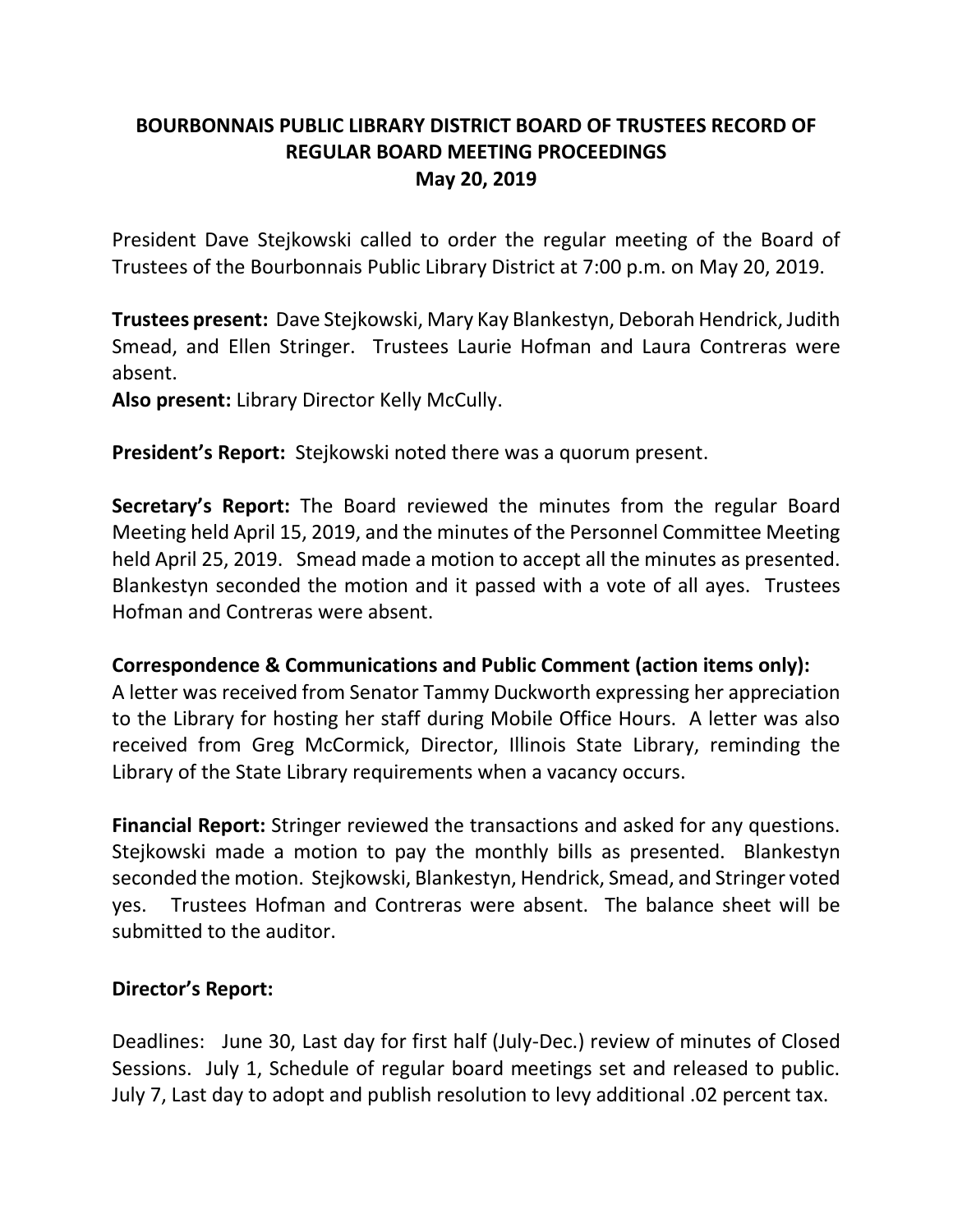# BOURBONNAIS PUBLIC LIBRARY DISTRICT BOARD OF TRUSTEES RECORD OF REGULAR BOARD MEETING PROCEEDINGS

**May 20, 2019**

President Dave Stejkowski called to order the regular meeting of the Board of Trustees of the Bourbonnais Public Library District at 7:00 p.m. on May 20, 2019.

**Trustees present:** Dave Stejkowski, Mary Kay Blankestyn, Deborah Hendrick, Judith Smead, and Ellen Stringer. Trustees Laurie Hofman and Laura Contreras were absent.
**Also present:** Library Director Kelly McCully.

**President's Report:** Stejkowski noted there was a quorum present.

**Secretary's Report:** The Board reviewed the minutes from the regular Board Meeting held April 15, 2019, and the minutes of the Personnel Committee Meeting held April 25, 2019. Smead made a motion to accept all the minutes as presented. Blankestyn seconded the motion and it passed with a vote of all ayes. Trustees Hofman and Contreras were absent.

**Correspondence & Communications and Public Comment (action items only):**
A letter was received from Senator Tammy Duckworth expressing her appreciation to the Library for hosting her staff during Mobile Office Hours. A letter was also received from Greg McCormick, Director, Illinois State Library, reminding the Library of the State Library requirements when a vacancy occurs.

**Financial Report:** Stringer reviewed the transactions and asked for any questions. Stejkowski made a motion to pay the monthly bills as presented. Blankestyn seconded the motion. Stejkowski, Blankestyn, Hendrick, Smead, and Stringer voted yes. Trustees Hofman and Contreras were absent. The balance sheet will be submitted to the auditor.

**Director's Report:**

Deadlines: June 30, Last day for first half (July-Dec.) review of minutes of Closed Sessions. July 1, Schedule of regular board meetings set and released to public. July 7, Last day to adopt and publish resolution to levy additional .02 percent tax.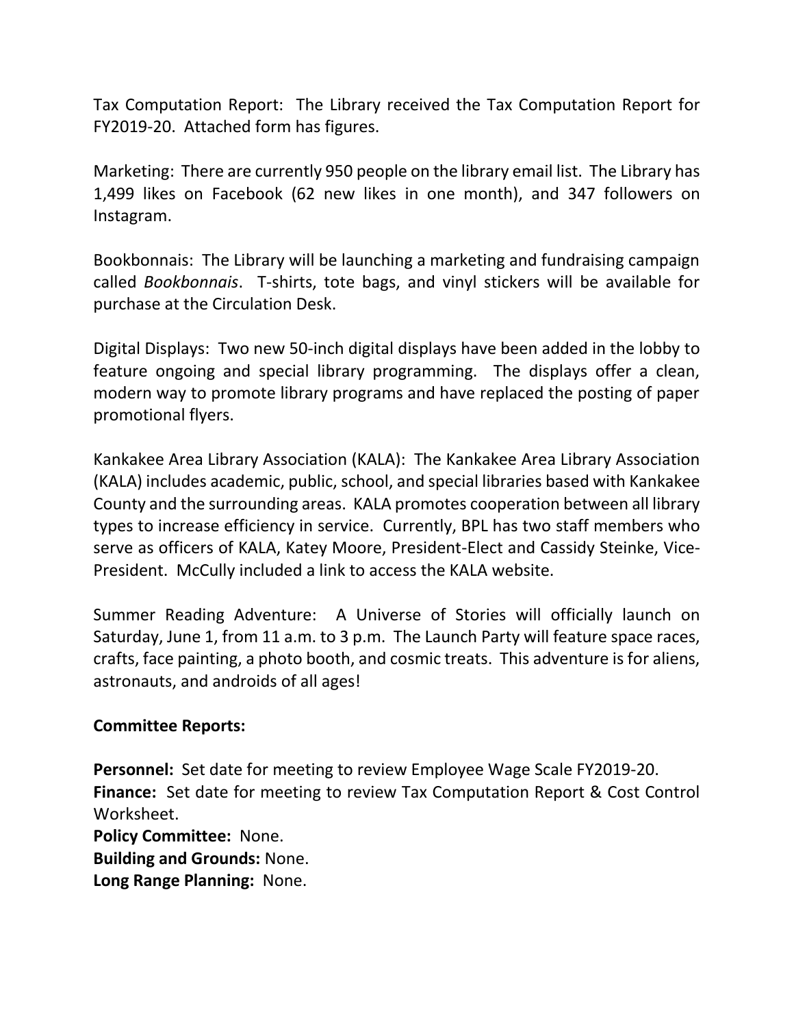Tax Computation Report: The Library received the Tax Computation Report for FY2019-20. Attached form has figures.

Marketing: There are currently 950 people on the library email list. The Library has 1,499 likes on Facebook (62 new likes in one month), and 347 followers on Instagram.

Bookbonnais: The Library will be launching a marketing and fundraising campaign called *Bookbonnais*. T-shirts, tote bags, and vinyl stickers will be available for purchase at the Circulation Desk.

Digital Displays: Two new 50-inch digital displays have been added in the lobby to feature ongoing and special library programming. The displays offer a clean, modern way to promote library programs and have replaced the posting of paper promotional flyers.

Kankakee Area Library Association (KALA): The Kankakee Area Library Association (KALA) includes academic, public, school, and special libraries based with Kankakee County and the surrounding areas. KALA promotes cooperation between all library types to increase efficiency in service. Currently, BPL has two staff members who serve as officers of KALA, Katey Moore, President-Elect and Cassidy Steinke, Vice-President. McCully included a link to access the KALA website.

Summer Reading Adventure: A Universe of Stories will officially launch on Saturday, June 1, from 11 a.m. to 3 p.m. The Launch Party will feature space races, crafts, face painting, a photo booth, and cosmic treats. This adventure is for aliens, astronauts, and androids of all ages!

**Committee Reports:**

**Personnel:** Set date for meeting to review Employee Wage Scale FY2019-20.
**Finance:** Set date for meeting to review Tax Computation Report & Cost Control Worksheet.
**Policy Committee:** None.
**Building and Grounds:** None.
**Long Range Planning:** None.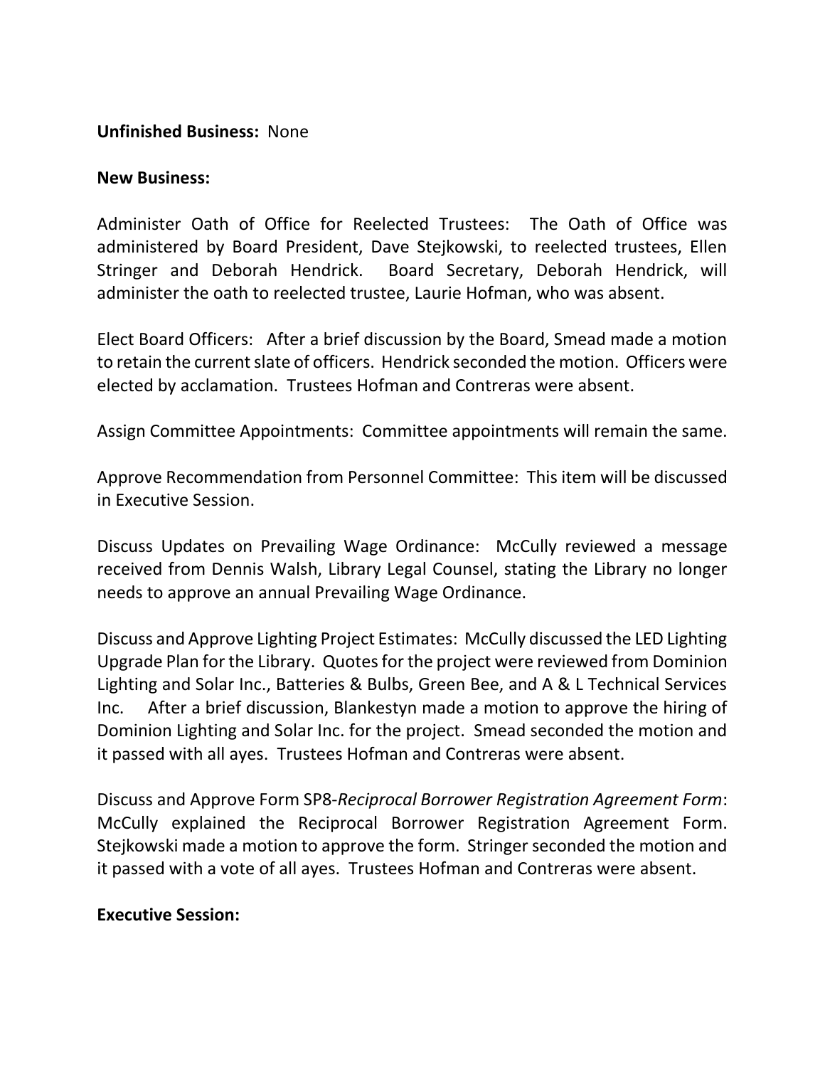**Unfinished Business:** None

**New Business:**

Administer Oath of Office for Reelected Trustees: The Oath of Office was administered by Board President, Dave Stejkowski, to reelected trustees, Ellen Stringer and Deborah Hendrick. Board Secretary, Deborah Hendrick, will administer the oath to reelected trustee, Laurie Hofman, who was absent.

Elect Board Officers: After a brief discussion by the Board, Smead made a motion to retain the current slate of officers. Hendrick seconded the motion. Officers were elected by acclamation. Trustees Hofman and Contreras were absent.

Assign Committee Appointments: Committee appointments will remain the same.

Approve Recommendation from Personnel Committee: This item will be discussed in Executive Session.

Discuss Updates on Prevailing Wage Ordinance: McCully reviewed a message received from Dennis Walsh, Library Legal Counsel, stating the Library no longer needs to approve an annual Prevailing Wage Ordinance.

Discuss and Approve Lighting Project Estimates: McCully discussed the LED Lighting Upgrade Plan for the Library. Quotes for the project were reviewed from Dominion Lighting and Solar Inc., Batteries & Bulbs, Green Bee, and A & L Technical Services Inc. After a brief discussion, Blankestyn made a motion to approve the hiring of Dominion Lighting and Solar Inc. for the project. Smead seconded the motion and it passed with all ayes. Trustees Hofman and Contreras were absent.

Discuss and Approve Form SP8-*Reciprocal Borrower Registration Agreement Form*: McCully explained the Reciprocal Borrower Registration Agreement Form. Stejkowski made a motion to approve the form. Stringer seconded the motion and it passed with a vote of all ayes. Trustees Hofman and Contreras were absent.

**Executive Session:**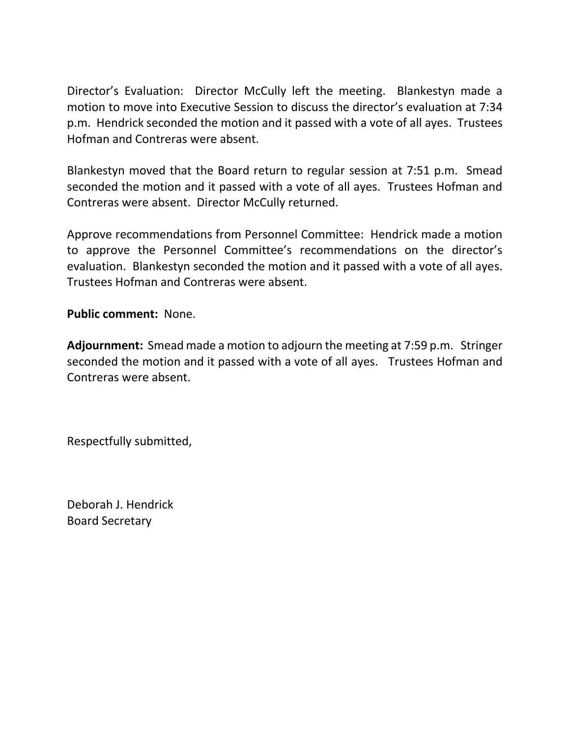Director's Evaluation: Director McCully left the meeting. Blankestyn made a motion to move into Executive Session to discuss the director's evaluation at 7:34 p.m. Hendrick seconded the motion and it passed with a vote of all ayes. Trustees Hofman and Contreras were absent.

Blankestyn moved that the Board return to regular session at 7:51 p.m. Smead seconded the motion and it passed with a vote of all ayes. Trustees Hofman and Contreras were absent. Director McCully returned.

Approve recommendations from Personnel Committee: Hendrick made a motion to approve the Personnel Committee's recommendations on the director's evaluation. Blankestyn seconded the motion and it passed with a vote of all ayes. Trustees Hofman and Contreras were absent.

**Public comment:** None.

**Adjournment:** Smead made a motion to adjourn the meeting at 7:59 p.m. Stringer seconded the motion and it passed with a vote of all ayes. Trustees Hofman and Contreras were absent.

Respectfully submitted,

Deborah J. Hendrick
Board Secretary